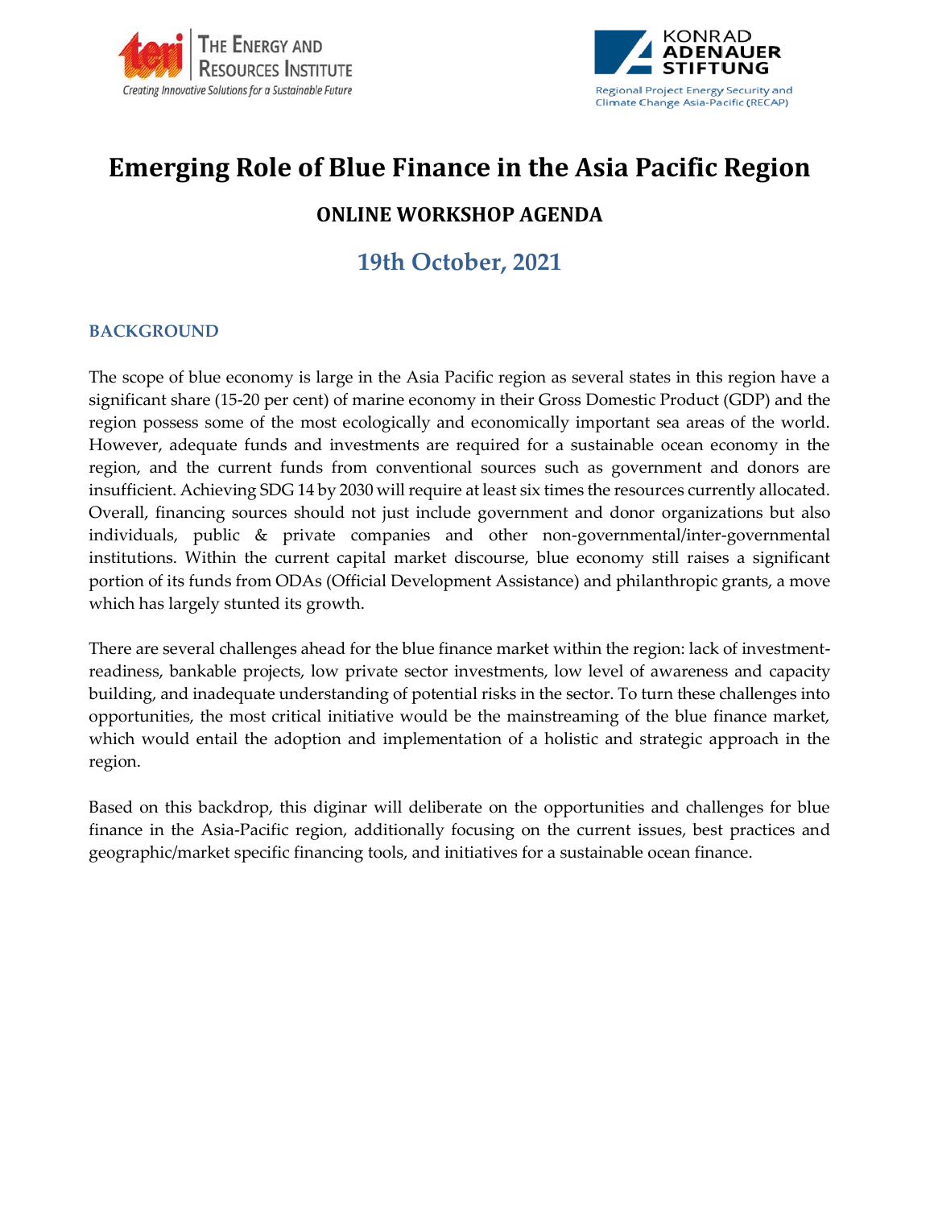THE ENERGY AND RESOURCES INSTITUTE
Creating Innovative Solutions for a Sustainable Future

KONRAD ADENAUER STIFTUNG
Regional Project Energy Security and Climate Change Asia-Pacific (RECAP)

# Emerging Role of Blue Finance in the Asia Pacific Region

## ONLINE WORKSHOP AGENDA

## 19th October, 2021

### BACKGROUND

The scope of blue economy is large in the Asia Pacific region as several states in this region have a significant share (15-20 per cent) of marine economy in their Gross Domestic Product (GDP) and the region possess some of the most ecologically and economically important sea areas of the world. However, adequate funds and investments are required for a sustainable ocean economy in the region, and the current funds from conventional sources such as government and donors are insufficient. Achieving SDG 14 by 2030 will require at least six times the resources currently allocated. Overall, financing sources should not just include government and donor organizations but also individuals, public & private companies and other non-governmental/inter-governmental institutions. Within the current capital market discourse, blue economy still raises a significant portion of its funds from ODAs (Official Development Assistance) and philanthropic grants, a move which has largely stunted its growth.

There are several challenges ahead for the blue finance market within the region: lack of investment-readiness, bankable projects, low private sector investments, low level of awareness and capacity building, and inadequate understanding of potential risks in the sector. To turn these challenges into opportunities, the most critical initiative would be the mainstreaming of the blue finance market, which would entail the adoption and implementation of a holistic and strategic approach in the region.

Based on this backdrop, this diginar will deliberate on the opportunities and challenges for blue finance in the Asia-Pacific region, additionally focusing on the current issues, best practices and geographic/market specific financing tools, and initiatives for a sustainable ocean finance.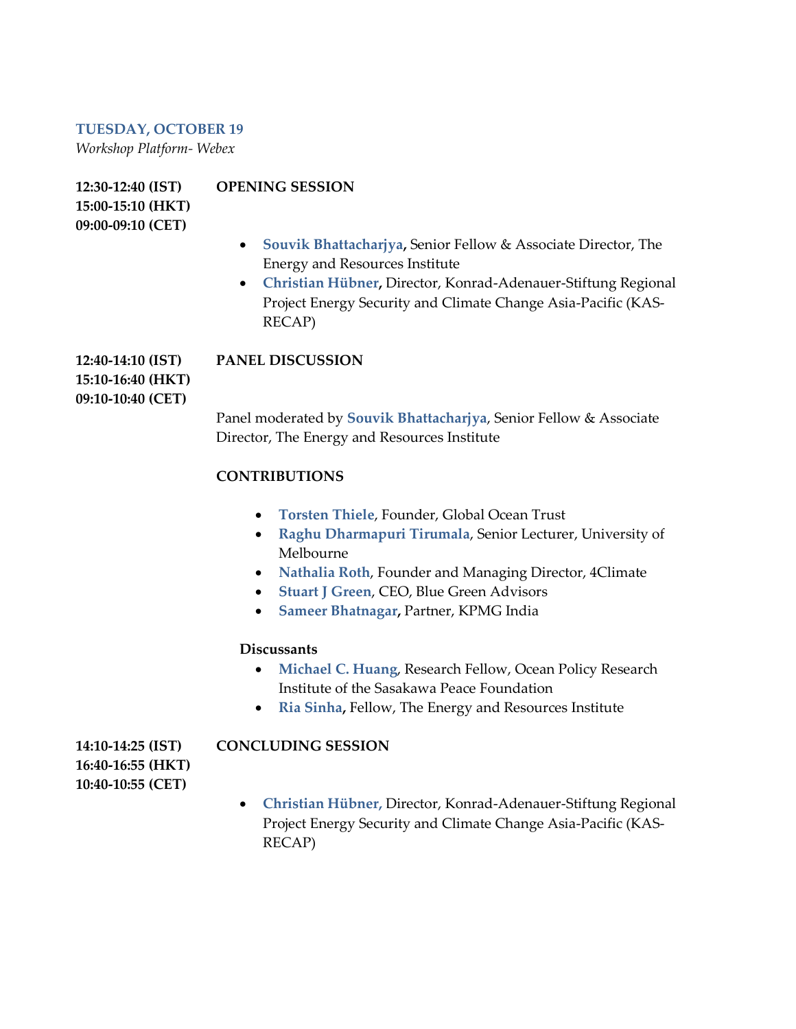## TUESDAY, OCTOBER 19

*Workshop Platform- Webex*

**12:30-12:40 (IST)**
**15:00-15:10 (HKT)**
**09:00-09:10 (CET)**

**OPENING SESSION**

- **Souvik Bhattacharjya,** Senior Fellow & Associate Director, The Energy and Resources Institute
- **Christian Hübner,** Director, Konrad-Adenauer-Stiftung Regional Project Energy Security and Climate Change Asia-Pacific (KAS-RECAP)

**12:40-14:10 (IST)**
**15:10-16:40 (HKT)**
**09:10-10:40 (CET)**

**PANEL DISCUSSION**

Panel moderated by **Souvik Bhattacharjya**, Senior Fellow & Associate Director, The Energy and Resources Institute

**CONTRIBUTIONS**

- **Torsten Thiele**, Founder, Global Ocean Trust
- **Raghu Dharmapuri Tirumala**, Senior Lecturer, University of Melbourne
- **Nathalia Roth**, Founder and Managing Director, 4Climate
- **Stuart J Green**, CEO, Blue Green Advisors
- **Sameer Bhatnagar,** Partner, KPMG India

**Discussants**

- **Michael C. Huang**, Research Fellow, Ocean Policy Research Institute of the Sasakawa Peace Foundation
- **Ria Sinha,** Fellow, The Energy and Resources Institute

**14:10-14:25 (IST)**
**16:40-16:55 (HKT)**
**10:40-10:55 (CET)**

**CONCLUDING SESSION**

- **Christian Hübner,** Director, Konrad-Adenauer-Stiftung Regional Project Energy Security and Climate Change Asia-Pacific (KAS-RECAP)